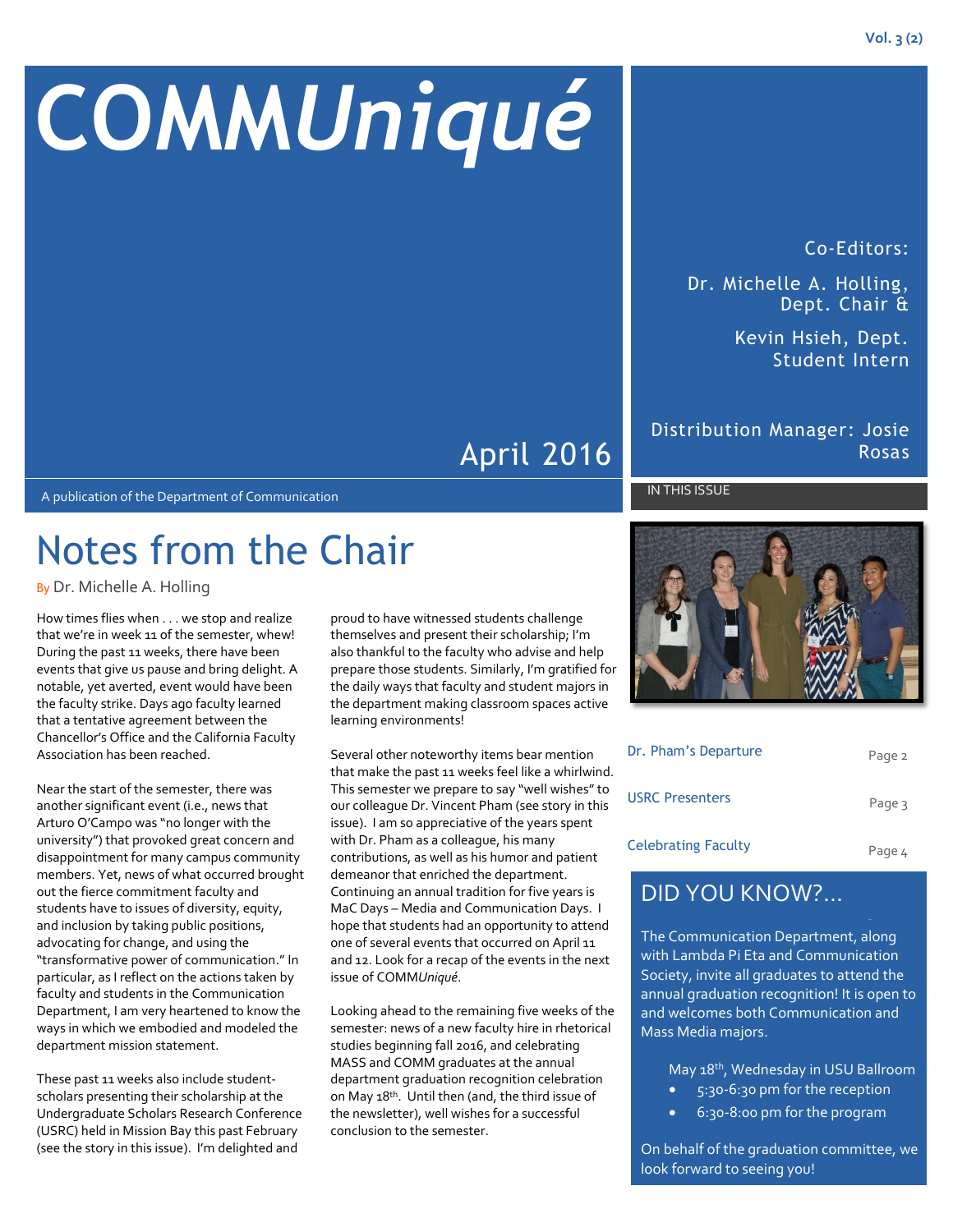# COMM*Uniqué*

April 2016

Co-Editors:

Dr. Michelle A. Holling, Dept. Chair &

Kevin Hsieh, Dept. Student Intern

Distribution Manager: Josie Rosas

A publication of the Department of Communication

## Notes from the Chair

By Dr. Michelle A. Holling

How times flies when . . . we stop and realize that we're in week 11 of the semester, whew! During the past 11 weeks, there have been events that give us pause and bring delight. A notable, yet averted, event would have been the faculty strike. Days ago faculty learned that a tentative agreement between the Chancellor's Office and the California Faculty Association has been reached.

Near the start of the semester, there was another significant event (i.e., news that Arturo O'Campo was "no longer with the university") that provoked great concern and disappointment for many campus community members. Yet, news of what occurred brought out the fierce commitment faculty and students have to issues of diversity, equity, and inclusion by taking public positions, advocating for change, and using the "transformative power of communication." In particular, as I reflect on the actions taken by faculty and students in the Communication Department, I am very heartened to know the ways in which we embodied and modeled the department mission statement.

These past 11 weeks also include student-scholars presenting their scholarship at the Undergraduate Scholars Research Conference (USRC) held in Mission Bay this past February (see the story in this issue). I'm delighted and proud to have witnessed students challenge themselves and present their scholarship; I'm also thankful to the faculty who advise and help prepare those students. Similarly, I'm gratified for the daily ways that faculty and student majors in the department making classroom spaces active learning environments!

Several other noteworthy items bear mention that make the past 11 weeks feel like a whirlwind. This semester we prepare to say "well wishes" to our colleague Dr. Vincent Pham (see story in this issue). I am so appreciative of the years spent with Dr. Pham as a colleague, his many contributions, as well as his humor and patient demeanor that enriched the department. Continuing an annual tradition for five years is MaC Days – Media and Communication Days. I hope that students had an opportunity to attend one of several events that occurred on April 11 and 12. Look for a recap of the events in the next issue of COMM*Uniqué*.

Looking ahead to the remaining five weeks of the semester: news of a new faculty hire in rhetorical studies beginning fall 2016, and celebrating MASS and COMM graduates at the annual department graduation recognition celebration on May 18th. Until then (and, the third issue of the newsletter), well wishes for a successful conclusion to the semester.

IN THIS ISSUE

| | |
|---|---|
| Dr. Pham's Departure | Page 2 |
| USRC Presenters | Page 3 |
| Celebrating Faculty | Page 4 |

## DID YOU KNOW?...

The Communication Department, along with Lambda Pi Eta and Communication Society, invite all graduates to attend the annual graduation recognition! It is open to and welcomes both Communication and Mass Media majors.

May 18th, Wednesday in USU Ballroom

- 5:30-6:30 pm for the reception
- 6:30-8:00 pm for the program

On behalf of the graduation committee, we look forward to seeing you!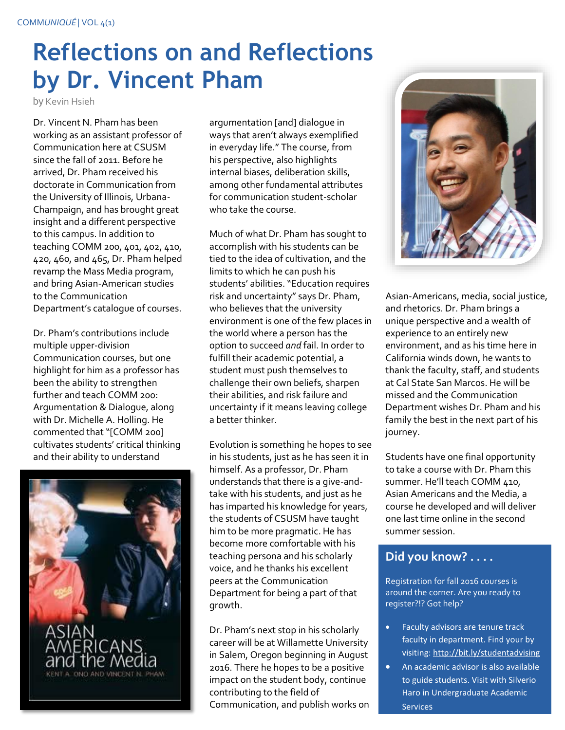# Reflections on and Reflections by Dr. Vincent Pham

by Kevin Hsieh

Dr. Vincent N. Pham has been working as an assistant professor of Communication here at CSUSM since the fall of 2011. Before he arrived, Dr. Pham received his doctorate in Communication from the University of Illinois, Urbana-Champaign, and has brought great insight and a different perspective to this campus. In addition to teaching COMM 200, 401, 402, 410, 420, 460, and 465, Dr. Pham helped revamp the Mass Media program, and bring Asian-American studies to the Communication Department's catalogue of courses.

Dr. Pham's contributions include multiple upper-division Communication courses, but one highlight for him as a professor has been the ability to strengthen further and teach COMM 200: Argumentation & Dialogue, along with Dr. Michelle A. Holling. He commented that "[COMM 200] cultivates students' critical thinking and their ability to understand argumentation [and] dialogue in ways that aren't always exemplified in everyday life." The course, from his perspective, also highlights internal biases, deliberation skills, among other fundamental attributes for communication student-scholar who take the course.

Much of what Dr. Pham has sought to accomplish with his students can be tied to the idea of cultivation, and the limits to which he can push his students' abilities. "Education requires risk and uncertainty" says Dr. Pham, who believes that the university environment is one of the few places in the world where a person has the option to succeed *and* fail. In order to fulfill their academic potential, a student must push themselves to challenge their own beliefs, sharpen their abilities, and risk failure and uncertainty if it means leaving college a better thinker.

Evolution is something he hopes to see in his students, just as he has seen it in himself. As a professor, Dr. Pham understands that there is a give-and-take with his students, and just as he has imparted his knowledge for years, the students of CSUSM have taught him to be more pragmatic. He has become more comfortable with his teaching persona and his scholarly voice, and he thanks his excellent peers at the Communication Department for being a part of that growth.

Dr. Pham's next stop in his scholarly career will be at Willamette University in Salem, Oregon beginning in August 2016. There he hopes to be a positive impact on the student body, continue contributing to the field of Communication, and publish works on Asian-Americans, media, social justice, and rhetorics. Dr. Pham brings a unique perspective and a wealth of experience to an entirely new environment, and as his time here in California winds down, he wants to thank the faculty, staff, and students at Cal State San Marcos. He will be missed and the Communication Department wishes Dr. Pham and his family the best in the next part of his journey.

Students have one final opportunity to take a course with Dr. Pham this summer. He'll teach COMM 410, Asian Americans and the Media, a course he developed and will deliver one last time online in the second summer session.

## Did you know? . . . .

Registration for fall 2016 courses is around the corner. Are you ready to register?!? Got help?

- Faculty advisors are tenure track faculty in department. Find your by visiting: http://bit.ly/studentadvising
- An academic advisor is also available to guide students. Visit with Silverio Haro in Undergraduate Academic Services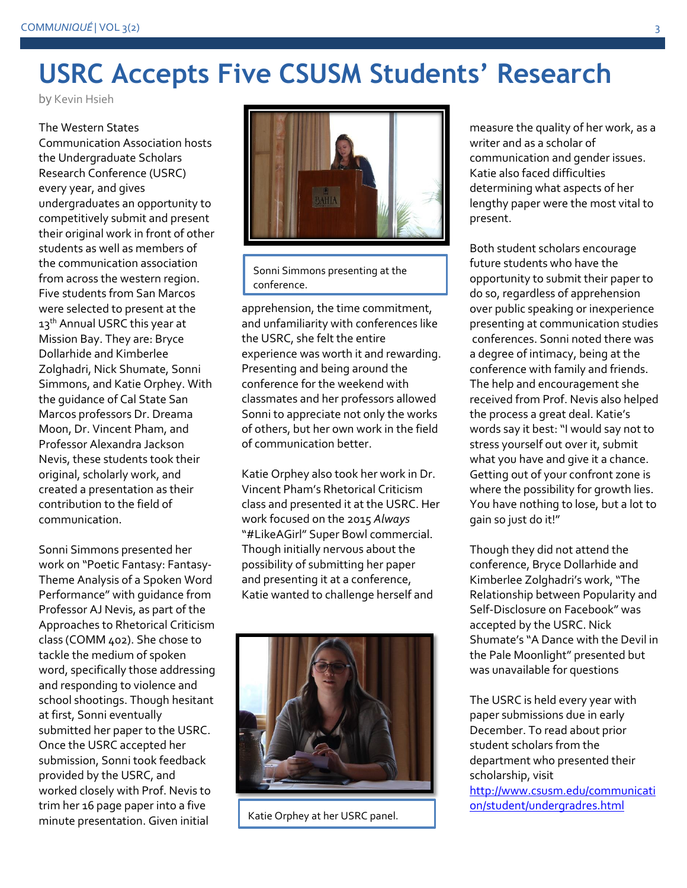# USRC Accepts Five CSUSM Students' Research

by Kevin Hsieh

The Western States Communication Association hosts the Undergraduate Scholars Research Conference (USRC) every year, and gives undergraduates an opportunity to competitively submit and present their original work in front of other students as well as members of the communication association from across the western region. Five students from San Marcos were selected to present at the 13th Annual USRC this year at Mission Bay. They are: Bryce Dollarhide and Kimberlee Zolghadri, Nick Shumate, Sonni Simmons, and Katie Orphey. With the guidance of Cal State San Marcos professors Dr. Dreama Moon, Dr. Vincent Pham, and Professor Alexandra Jackson Nevis, these students took their original, scholarly work, and created a presentation as their contribution to the field of communication.

Sonni Simmons presented her work on "Poetic Fantasy: Fantasy-Theme Analysis of a Spoken Word Performance" with guidance from Professor AJ Nevis, as part of the Approaches to Rhetorical Criticism class (COMM 402). She chose to tackle the medium of spoken word, specifically those addressing and responding to violence and school shootings. Though hesitant at first, Sonni eventually submitted her paper to the USRC. Once the USRC accepted her submission, Sonni took feedback provided by the USRC, and worked closely with Prof. Nevis to trim her 16 page paper into a five minute presentation. Given initial apprehension, the time commitment, and unfamiliarity with conferences like the USRC, she felt the entire experience was worth it and rewarding. Presenting and being around the conference for the weekend with classmates and her professors allowed Sonni to appreciate not only the works of others, but her own work in the field of communication better.

Sonni Simmons presenting at the conference.

Katie Orphey also took her work in Dr. Vincent Pham's Rhetorical Criticism class and presented it at the USRC. Her work focused on the 2015 *Always* "#LikeAGirl" Super Bowl commercial. Though initially nervous about the possibility of submitting her paper and presenting it at a conference, Katie wanted to challenge herself and measure the quality of her work, as a writer and as a scholar of communication and gender issues. Katie also faced difficulties determining what aspects of her lengthy paper were the most vital to present.

Katie Orphey at her USRC panel.

Both student scholars encourage future students who have the opportunity to submit their paper to do so, regardless of apprehension over public speaking or inexperience presenting at communication studies conferences. Sonni noted there was a degree of intimacy, being at the conference with family and friends. The help and encouragement she received from Prof. Nevis also helped the process a great deal. Katie's words say it best: "I would say not to stress yourself out over it, submit what you have and give it a chance. Getting out of your confront zone is where the possibility for growth lies. You have nothing to lose, but a lot to gain so just do it!"

Though they did not attend the conference, Bryce Dollarhide and Kimberlee Zolghadri's work, "The Relationship between Popularity and Self-Disclosure on Facebook" was accepted by the USRC. Nick Shumate's "A Dance with the Devil in the Pale Moonlight" presented but was unavailable for questions

The USRC is held every year with paper submissions due in early December. To read about prior student scholars from the department who presented their scholarship, visit http://www.csusm.edu/communication/student/undergradres.html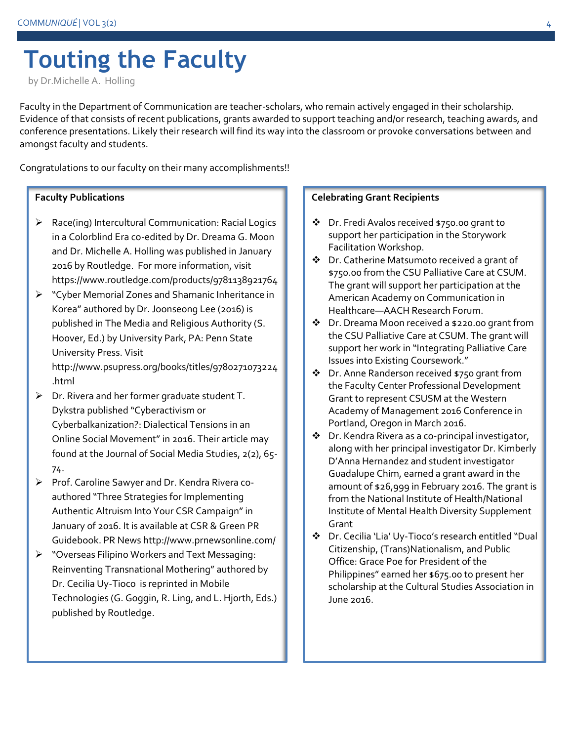# Touting the Faculty

by Dr.Michelle A. Holling

Faculty in the Department of Communication are teacher-scholars, who remain actively engaged in their scholarship. Evidence of that consists of recent publications, grants awarded to support teaching and/or research, teaching awards, and conference presentations. Likely their research will find its way into the classroom or provoke conversations between and amongst faculty and students.

Congratulations to our faculty on their many accomplishments!!

**Faculty Publications**

- Race(ing) Intercultural Communication: Racial Logics in a Colorblind Era co-edited by Dr. Dreama G. Moon and Dr. Michelle A. Holling was published in January 2016 by Routledge. For more information, visit https://www.routledge.com/products/9781138921764
- "Cyber Memorial Zones and Shamanic Inheritance in Korea" authored by Dr. Joonseong Lee (2016) is published in The Media and Religious Authority (S. Hoover, Ed.) by University Park, PA: Penn State University Press. Visit http://www.psupress.org/books/titles/9780271073224.html
- Dr. Rivera and her former graduate student T. Dykstra published "Cyberactivism or Cyberbalkanization?: Dialectical Tensions in an Online Social Movement" in 2016. Their article may found at the Journal of Social Media Studies, 2(2), 65-74.
- Prof. Caroline Sawyer and Dr. Kendra Rivera co-authored "Three Strategies for Implementing Authentic Altruism Into Your CSR Campaign" in January of 2016. It is available at CSR & Green PR Guidebook. PR News http://www.prnewsonline.com/
- "Overseas Filipino Workers and Text Messaging: Reinventing Transnational Mothering" authored by Dr. Cecilia Uy-Tioco is reprinted in Mobile Technologies (G. Goggin, R. Ling, and L. Hjorth, Eds.) published by Routledge.

**Celebrating Grant Recipients**

- Dr. Fredi Avalos received $750.00 grant to support her participation in the Storywork Facilitation Workshop.
- Dr. Catherine Matsumoto received a grant of $750.00 from the CSU Palliative Care at CSUM. The grant will support her participation at the American Academy on Communication in Healthcare—AACH Research Forum.
- Dr. Dreama Moon received a $220.00 grant from the CSU Palliative Care at CSUM. The grant will support her work in "Integrating Palliative Care Issues into Existing Coursework."
- Dr. Anne Randerson received $750 grant from the Faculty Center Professional Development Grant to represent CSUSM at the Western Academy of Management 2016 Conference in Portland, Oregon in March 2016.
- Dr. Kendra Rivera as a co-principal investigator, along with her principal investigator Dr. Kimberly D'Anna Hernandez and student investigator Guadalupe Chim, earned a grant award in the amount of $26,999 in February 2016. The grant is from the National Institute of Health/National Institute of Mental Health Diversity Supplement Grant
- Dr. Cecilia 'Lia' Uy-Tioco's research entitled "Dual Citizenship, (Trans)Nationalism, and Public Office: Grace Poe for President of the Philippines" earned her $675.00 to present her scholarship at the Cultural Studies Association in June 2016.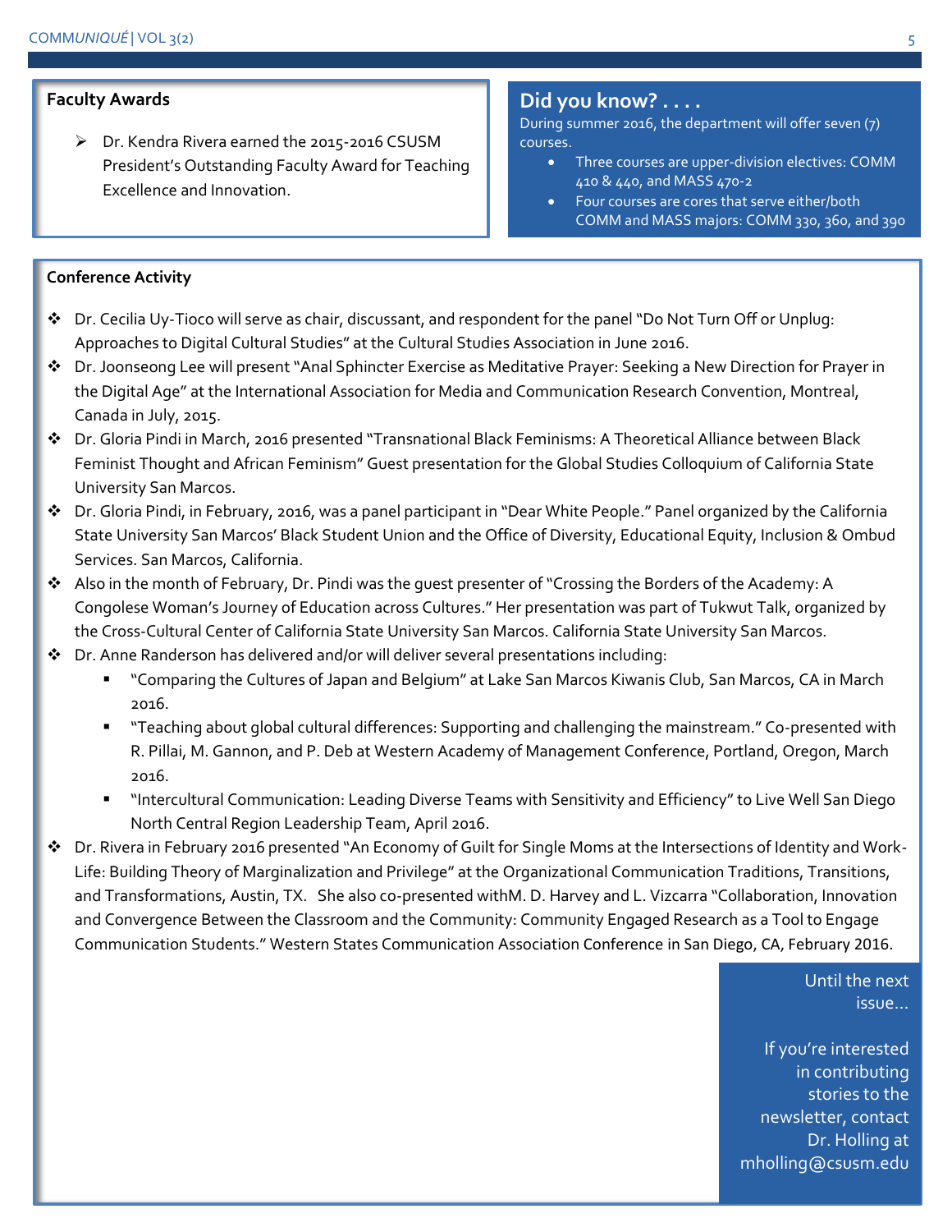## Faculty Awards

- Dr. Kendra Rivera earned the 2015-2016 CSUSM President's Outstanding Faculty Award for Teaching Excellence and Innovation.

## Did you know? . . . .

During summer 2016, the department will offer seven (7) courses.

- Three courses are upper-division electives: COMM 410 & 440, and MASS 470-2
- Four courses are cores that serve either/both COMM and MASS majors: COMM 330, 360, and 390

## Conference Activity

- Dr. Cecilia Uy-Tioco will serve as chair, discussant, and respondent for the panel "Do Not Turn Off or Unplug: Approaches to Digital Cultural Studies" at the Cultural Studies Association in June 2016.
- Dr. Joonseong Lee will present "Anal Sphincter Exercise as Meditative Prayer: Seeking a New Direction for Prayer in the Digital Age" at the International Association for Media and Communication Research Convention, Montreal, Canada in July, 2015.
- Dr. Gloria Pindi in March, 2016 presented "Transnational Black Feminisms: A Theoretical Alliance between Black Feminist Thought and African Feminism" Guest presentation for the Global Studies Colloquium of California State University San Marcos.
- Dr. Gloria Pindi, in February, 2016, was a panel participant in "Dear White People." Panel organized by the California State University San Marcos' Black Student Union and the Office of Diversity, Educational Equity, Inclusion & Ombud Services. San Marcos, California.
- Also in the month of February, Dr. Pindi was the guest presenter of "Crossing the Borders of the Academy: A Congolese Woman's Journey of Education across Cultures." Her presentation was part of Tukwut Talk, organized by the Cross-Cultural Center of California State University San Marcos. California State University San Marcos.
- Dr. Anne Randerson has delivered and/or will deliver several presentations including:
  - "Comparing the Cultures of Japan and Belgium" at Lake San Marcos Kiwanis Club, San Marcos, CA in March 2016.
  - "Teaching about global cultural differences: Supporting and challenging the mainstream." Co-presented with R. Pillai, M. Gannon, and P. Deb at Western Academy of Management Conference, Portland, Oregon, March 2016.
  - "Intercultural Communication: Leading Diverse Teams with Sensitivity and Efficiency" to Live Well San Diego North Central Region Leadership Team, April 2016.
- Dr. Rivera in February 2016 presented "An Economy of Guilt for Single Moms at the Intersections of Identity and Work-Life: Building Theory of Marginalization and Privilege" at the Organizational Communication Traditions, Transitions, and Transformations, Austin, TX. She also co-presented withM. D. Harvey and L. Vizcarra "Collaboration, Innovation and Convergence Between the Classroom and the Community: Community Engaged Research as a Tool to Engage Communication Students." Western States Communication Association Conference in San Diego, CA, February 2016.

Until the next issue…

If you're interested in contributing stories to the newsletter, contact Dr. Holling at mholling@csusm.edu